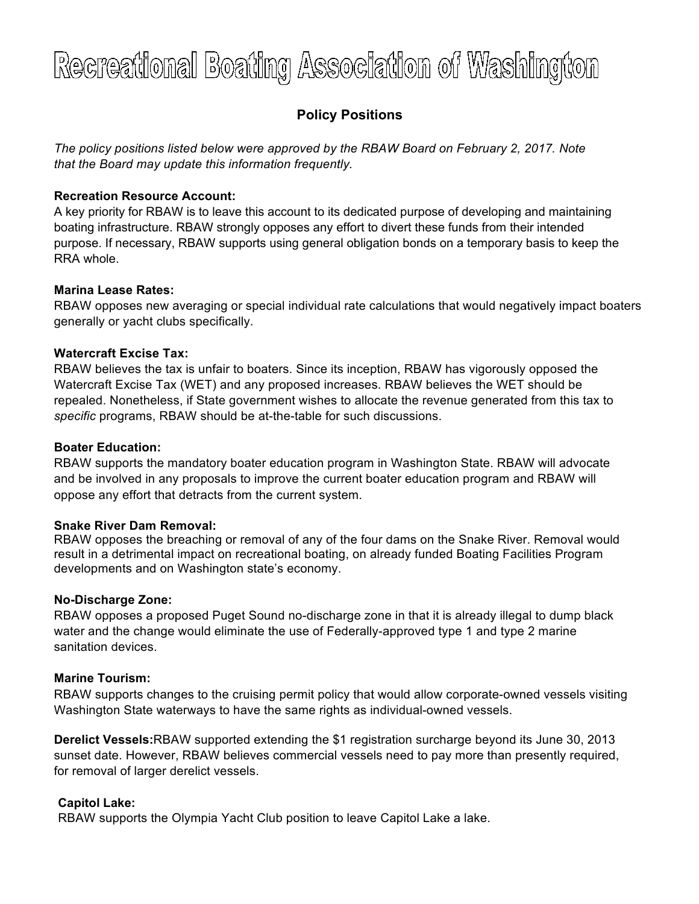# Recreational Boating Association of Washington

## Policy Positions

*The policy positions listed below were approved by the RBAW Board on February 2, 2017. Note that the Board may update this information frequently.*

**Recreation Resource Account:**
A key priority for RBAW is to leave this account to its dedicated purpose of developing and maintaining boating infrastructure. RBAW strongly opposes any effort to divert these funds from their intended purpose. If necessary, RBAW supports using general obligation bonds on a temporary basis to keep the RRA whole.

**Marina Lease Rates:**
RBAW opposes new averaging or special individual rate calculations that would negatively impact boaters generally or yacht clubs specifically.

**Watercraft Excise Tax:**
RBAW believes the tax is unfair to boaters. Since its inception, RBAW has vigorously opposed the Watercraft Excise Tax (WET) and any proposed increases. RBAW believes the WET should be repealed. Nonetheless, if State government wishes to allocate the revenue generated from this tax to *specific* programs, RBAW should be at-the-table for such discussions.

**Boater Education:**
RBAW supports the mandatory boater education program in Washington State. RBAW will advocate and be involved in any proposals to improve the current boater education program and RBAW will oppose any effort that detracts from the current system.

**Snake River Dam Removal:**
RBAW opposes the breaching or removal of any of the four dams on the Snake River. Removal would result in a detrimental impact on recreational boating, on already funded Boating Facilities Program developments and on Washington state's economy.

**No-Discharge Zone:**
RBAW opposes a proposed Puget Sound no-discharge zone in that it is already illegal to dump black water and the change would eliminate the use of Federally-approved type 1 and type 2 marine sanitation devices.

**Marine Tourism:**
RBAW supports changes to the cruising permit policy that would allow corporate-owned vessels visiting Washington State waterways to have the same rights as individual-owned vessels.

**Derelict Vessels:** RBAW supported extending the $1 registration surcharge beyond its June 30, 2013 sunset date. However, RBAW believes commercial vessels need to pay more than presently required, for removal of larger derelict vessels.

**Capitol Lake:**
RBAW supports the Olympia Yacht Club position to leave Capitol Lake a lake.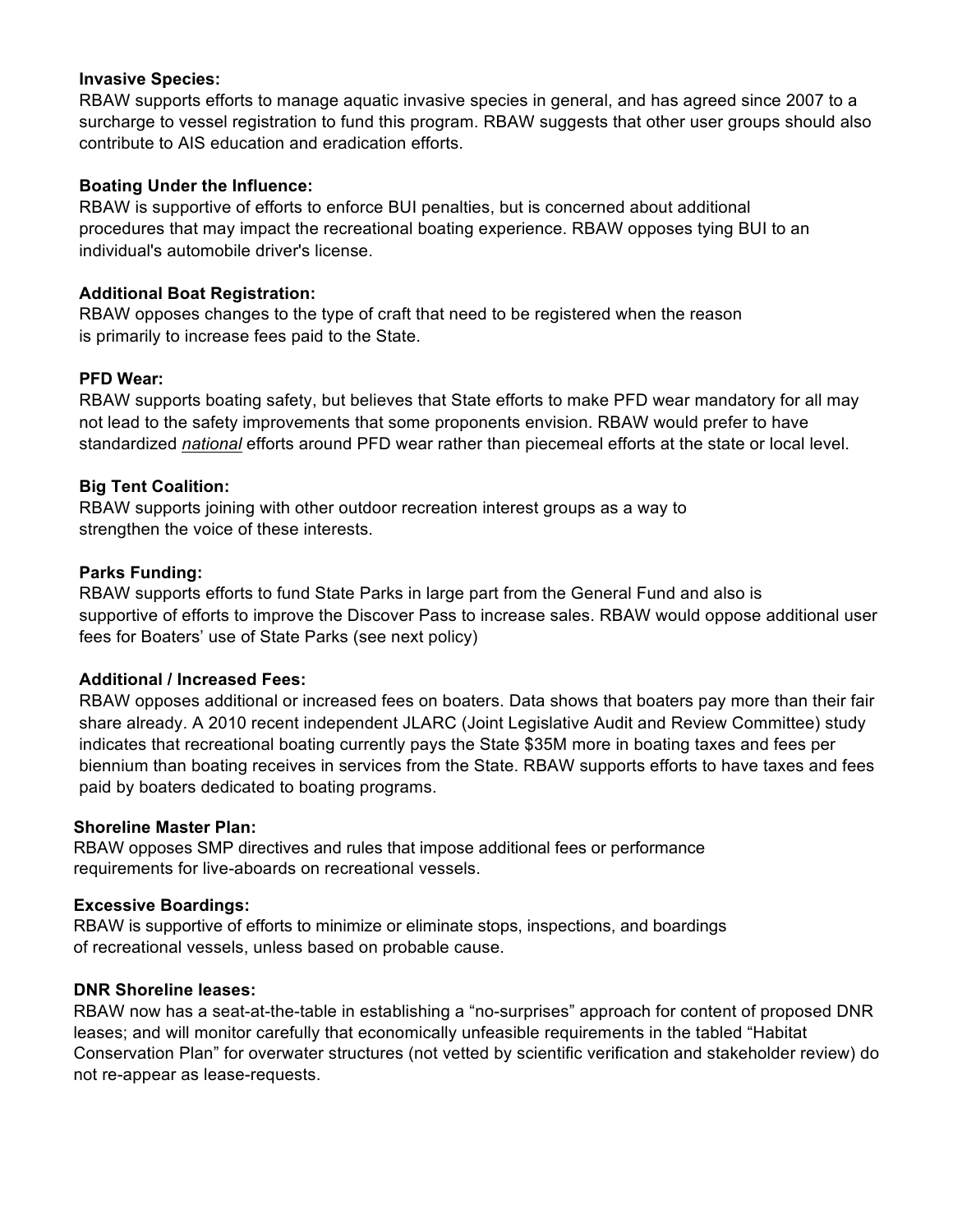**Invasive Species:**
RBAW supports efforts to manage aquatic invasive species in general, and has agreed since 2007 to a surcharge to vessel registration to fund this program. RBAW suggests that other user groups should also contribute to AIS education and eradication efforts.

**Boating Under the Influence:**
RBAW is supportive of efforts to enforce BUI penalties, but is concerned about additional procedures that may impact the recreational boating experience. RBAW opposes tying BUI to an individual's automobile driver's license.

**Additional Boat Registration:**
RBAW opposes changes to the type of craft that need to be registered when the reason is primarily to increase fees paid to the State.

**PFD Wear:**
RBAW supports boating safety, but believes that State efforts to make PFD wear mandatory for all may not lead to the safety improvements that some proponents envision. RBAW would prefer to have standardized ***national*** efforts around PFD wear rather than piecemeal efforts at the state or local level.

**Big Tent Coalition:**
RBAW supports joining with other outdoor recreation interest groups as a way to strengthen the voice of these interests.

**Parks Funding:**
RBAW supports efforts to fund State Parks in large part from the General Fund and also is supportive of efforts to improve the Discover Pass to increase sales. RBAW would oppose additional user fees for Boaters' use of State Parks (see next policy)

**Additional / Increased Fees:**
RBAW opposes additional or increased fees on boaters. Data shows that boaters pay more than their fair share already. A 2010 recent independent JLARC (Joint Legislative Audit and Review Committee) study indicates that recreational boating currently pays the State $35M more in boating taxes and fees per biennium than boating receives in services from the State. RBAW supports efforts to have taxes and fees paid by boaters dedicated to boating programs.

**Shoreline Master Plan:**
RBAW opposes SMP directives and rules that impose additional fees or performance requirements for live-aboards on recreational vessels.

**Excessive Boardings:**
RBAW is supportive of efforts to minimize or eliminate stops, inspections, and boardings of recreational vessels, unless based on probable cause.

**DNR Shoreline leases:**
RBAW now has a seat-at-the-table in establishing a "no-surprises" approach for content of proposed DNR leases; and will monitor carefully that economically unfeasible requirements in the tabled "Habitat Conservation Plan" for overwater structures (not vetted by scientific verification and stakeholder review) do not re-appear as lease-requests.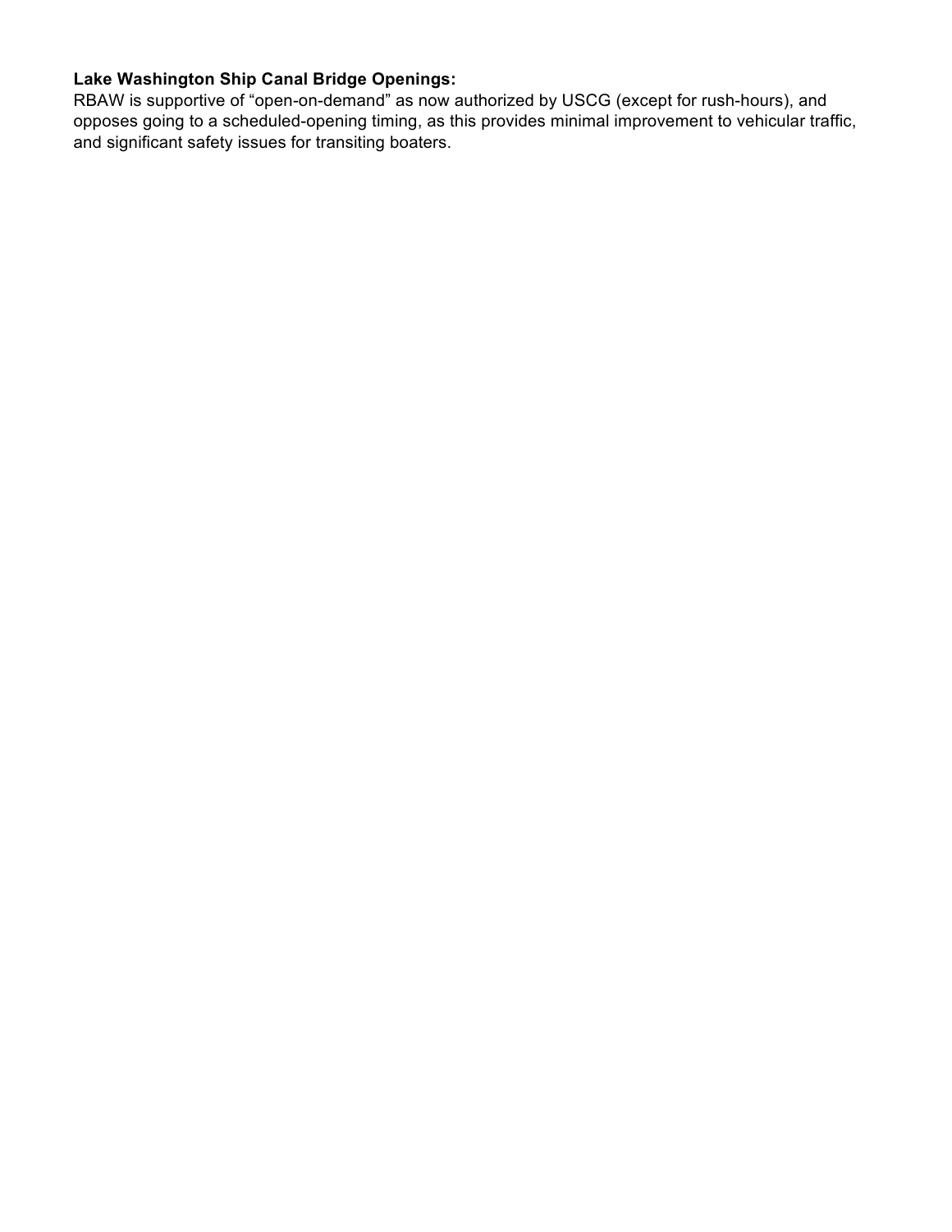**Lake Washington Ship Canal Bridge Openings:**
RBAW is supportive of “open-on-demand” as now authorized by USCG (except for rush-hours), and opposes going to a scheduled-opening timing, as this provides minimal improvement to vehicular traffic, and significant safety issues for transiting boaters.